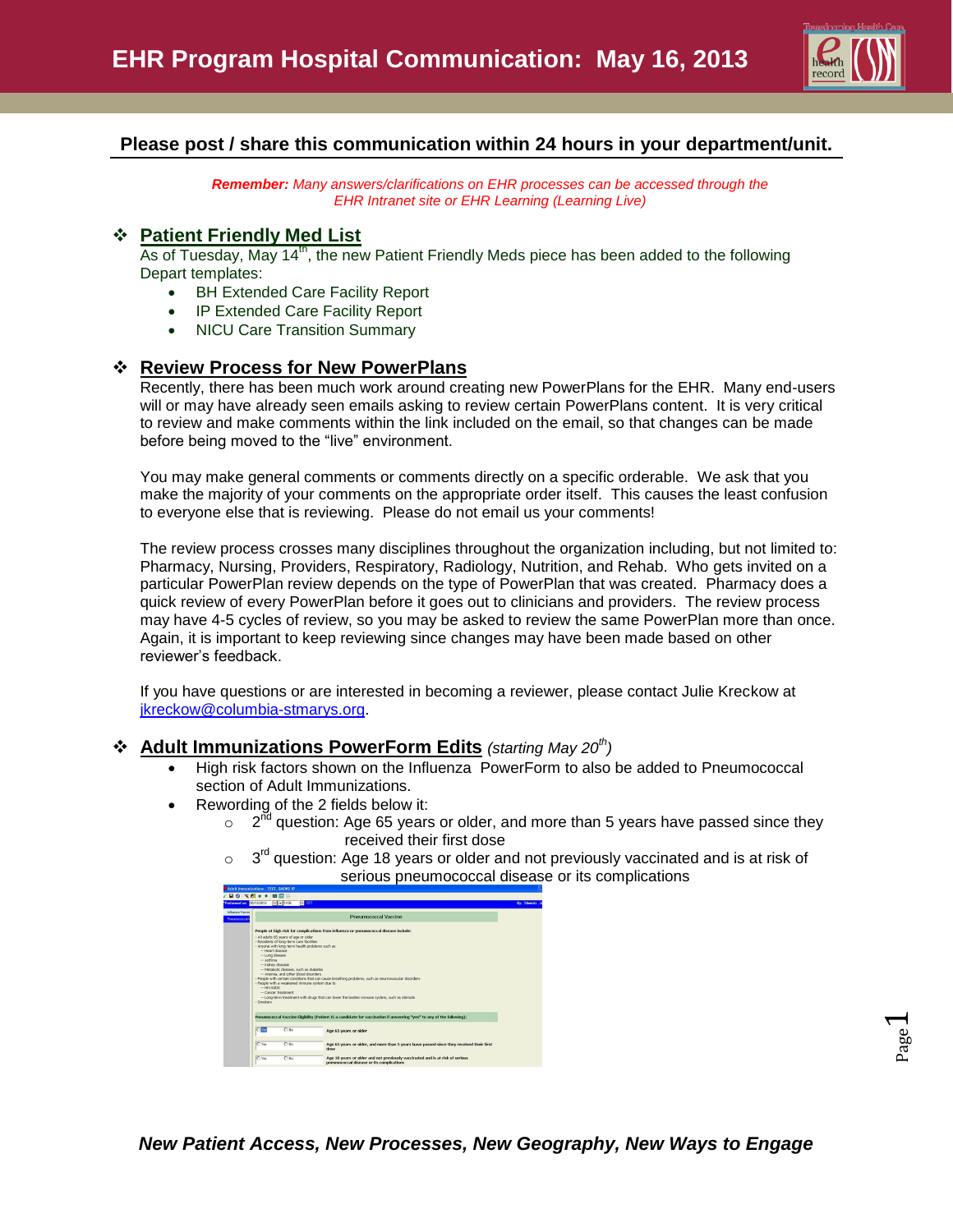# EHR Program Hospital Communication: May 16, 2013

**Please post / share this communication within 24 hours in your department/unit.**

***Remember:*** *Many answers/clarifications on EHR processes can be accessed through the EHR Intranet site or EHR Learning (Learning Live)*

## Patient Friendly Med List

As of Tuesday, May 14th, the new Patient Friendly Meds piece has been added to the following Depart templates:

- BH Extended Care Facility Report
- IP Extended Care Facility Report
- NICU Care Transition Summary

## Review Process for New PowerPlans

Recently, there has been much work around creating new PowerPlans for the EHR. Many end-users will or may have already seen emails asking to review certain PowerPlans content. It is very critical to review and make comments within the link included on the email, so that changes can be made before being moved to the "live" environment.

You may make general comments or comments directly on a specific orderable. We ask that you make the majority of your comments on the appropriate order itself. This causes the least confusion to everyone else that is reviewing. Please do not email us your comments!

The review process crosses many disciplines throughout the organization including, but not limited to: Pharmacy, Nursing, Providers, Respiratory, Radiology, Nutrition, and Rehab. Who gets invited on a particular PowerPlan review depends on the type of PowerPlan that was created. Pharmacy does a quick review of every PowerPlan before it goes out to clinicians and providers. The review process may have 4-5 cycles of review, so you may be asked to review the same PowerPlan more than once. Again, it is important to keep reviewing since changes may have been made based on other reviewer's feedback.

If you have questions or are interested in becoming a reviewer, please contact Julie Kreckow at jkreckow@columbia-stmarys.org.

## Adult Immunizations PowerForm Edits *(starting May 20th)*

- High risk factors shown on the Influenza PowerForm to also be added to Pneumococcal section of Adult Immunizations.
- Rewording of the 2 fields below it:
  - 2nd question: Age 65 years or older, and more than 5 years have passed since they received their first dose
  - 3rd question: Age 18 years or older and not previously vaccinated and is at risk of serious pneumococcal disease or its complications

*New Patient Access, New Processes, New Geography, New Ways to Engage*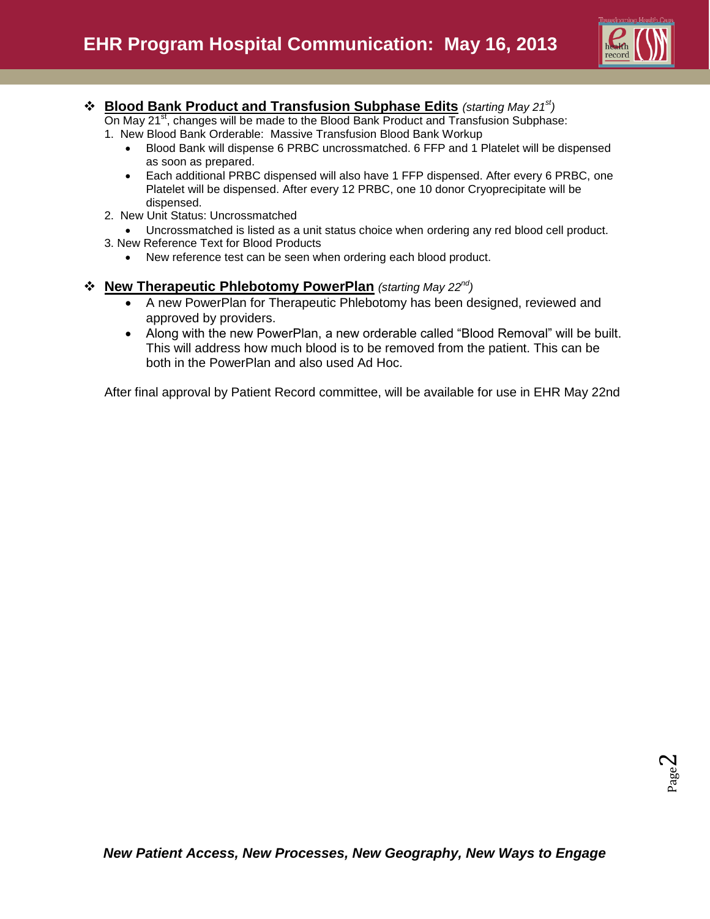- **Blood Bank Product and Transfusion Subphase Edits** *(starting May 21st)*

  On May 21st, changes will be made to the Blood Bank Product and Transfusion Subphase:

  1. New Blood Bank Orderable: Massive Transfusion Blood Bank Workup
     - Blood Bank will dispense 6 PRBC uncrossmatched. 6 FFP and 1 Platelet will be dispensed as soon as prepared.
     - Each additional PRBC dispensed will also have 1 FFP dispensed. After every 6 PRBC, one Platelet will be dispensed. After every 12 PRBC, one 10 donor Cryoprecipitate will be dispensed.
  2. New Unit Status: Uncrossmatched
     - Uncrossmatched is listed as a unit status choice when ordering any red blood cell product.
  3. New Reference Text for Blood Products
     - New reference test can be seen when ordering each blood product.

- **New Therapeutic Phlebotomy PowerPlan** *(starting May 22nd)*
  - A new PowerPlan for Therapeutic Phlebotomy has been designed, reviewed and approved by providers.
  - Along with the new PowerPlan, a new orderable called “Blood Removal” will be built. This will address how much blood is to be removed from the patient. This can be both in the PowerPlan and also used Ad Hoc.

  After final approval by Patient Record committee, will be available for use in EHR May 22nd